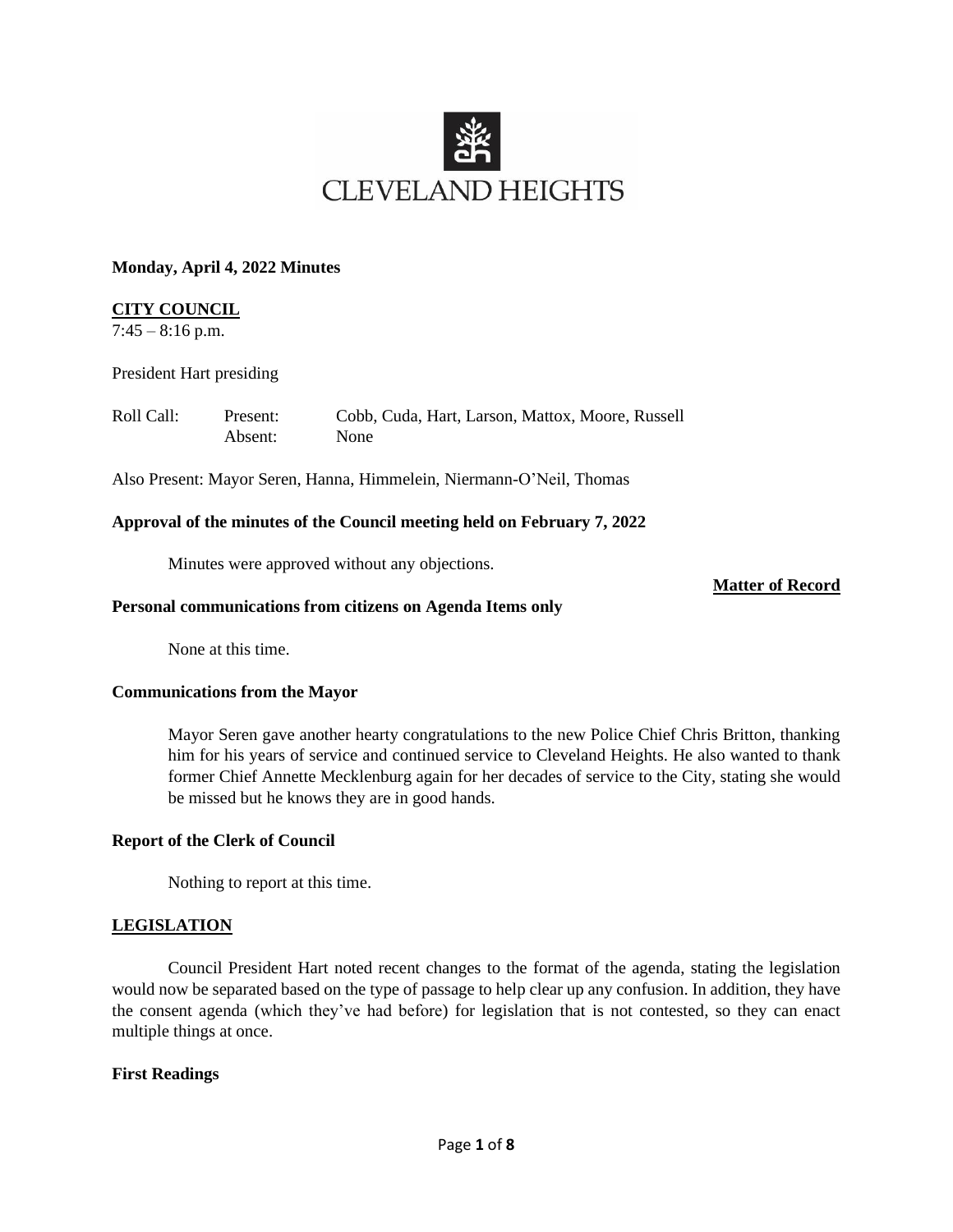**CLEVELAND HEIGHTS**

**Monday, April 4, 2022 Minutes**

**CITY COUNCIL**

7:45 – 8:16 p.m.

President Hart presiding

| Roll Call: | Present: | Cobb, Cuda, Hart, Larson, Mattox, Moore, Russell |
| --- | --- | --- |
| | Absent: | None |

Also Present: Mayor Seren, Hanna, Himmelein, Niermann-O'Neil, Thomas

**Approval of the minutes of the Council meeting held on February 7, 2022**

Minutes were approved without any objections.

**Matter of Record**

**Personal communications from citizens on Agenda Items only**

None at this time.

**Communications from the Mayor**

Mayor Seren gave another hearty congratulations to the new Police Chief Chris Britton, thanking him for his years of service and continued service to Cleveland Heights. He also wanted to thank former Chief Annette Mecklenburg again for her decades of service to the City, stating she would be missed but he knows they are in good hands.

**Report of the Clerk of Council**

Nothing to report at this time.

**LEGISLATION**

Council President Hart noted recent changes to the format of the agenda, stating the legislation would now be separated based on the type of passage to help clear up any confusion. In addition, they have the consent agenda (which they've had before) for legislation that is not contested, so they can enact multiple things at once.

**First Readings**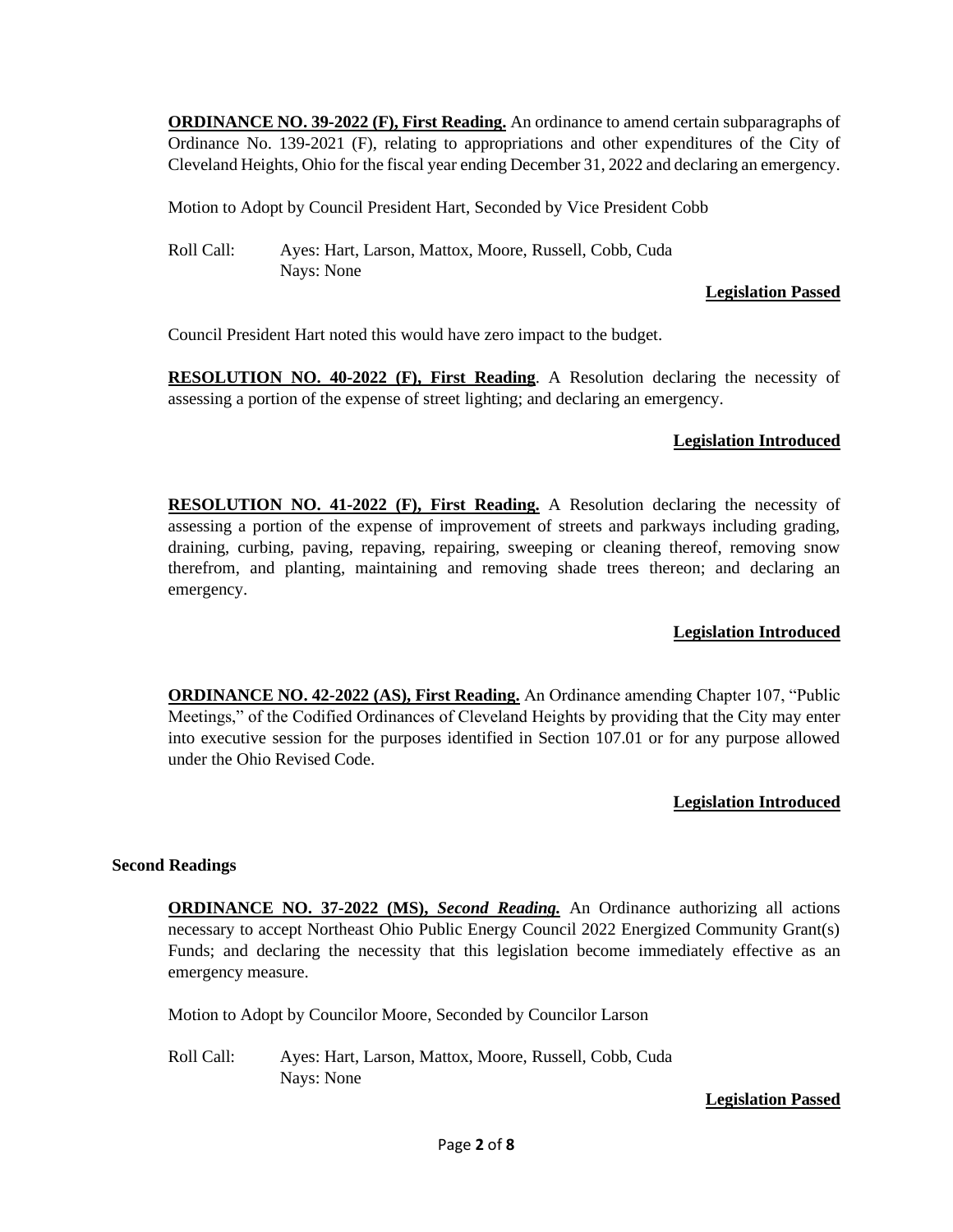**ORDINANCE NO. 39-2022 (F), First Reading.** An ordinance to amend certain subparagraphs of Ordinance No. 139-2021 (F), relating to appropriations and other expenditures of the City of Cleveland Heights, Ohio for the fiscal year ending December 31, 2022 and declaring an emergency.

Motion to Adopt by Council President Hart, Seconded by Vice President Cobb

Roll Call: Ayes: Hart, Larson, Mattox, Moore, Russell, Cobb, Cuda
Nays: None

**Legislation Passed**

Council President Hart noted this would have zero impact to the budget.

**RESOLUTION NO. 40-2022 (F), First Reading**. A Resolution declaring the necessity of assessing a portion of the expense of street lighting; and declaring an emergency.

**Legislation Introduced**

**RESOLUTION NO. 41-2022 (F), First Reading.** A Resolution declaring the necessity of assessing a portion of the expense of improvement of streets and parkways including grading, draining, curbing, paving, repaving, repairing, sweeping or cleaning thereof, removing snow therefrom, and planting, maintaining and removing shade trees thereon; and declaring an emergency.

**Legislation Introduced**

**ORDINANCE NO. 42-2022 (AS), First Reading.** An Ordinance amending Chapter 107, "Public Meetings," of the Codified Ordinances of Cleveland Heights by providing that the City may enter into executive session for the purposes identified in Section 107.01 or for any purpose allowed under the Ohio Revised Code.

**Legislation Introduced**

**Second Readings**

**ORDINANCE NO. 37-2022 (MS), *Second Reading.*** An Ordinance authorizing all actions necessary to accept Northeast Ohio Public Energy Council 2022 Energized Community Grant(s) Funds; and declaring the necessity that this legislation become immediately effective as an emergency measure.

Motion to Adopt by Councilor Moore, Seconded by Councilor Larson

Roll Call: Ayes: Hart, Larson, Mattox, Moore, Russell, Cobb, Cuda
Nays: None

**Legislation Passed**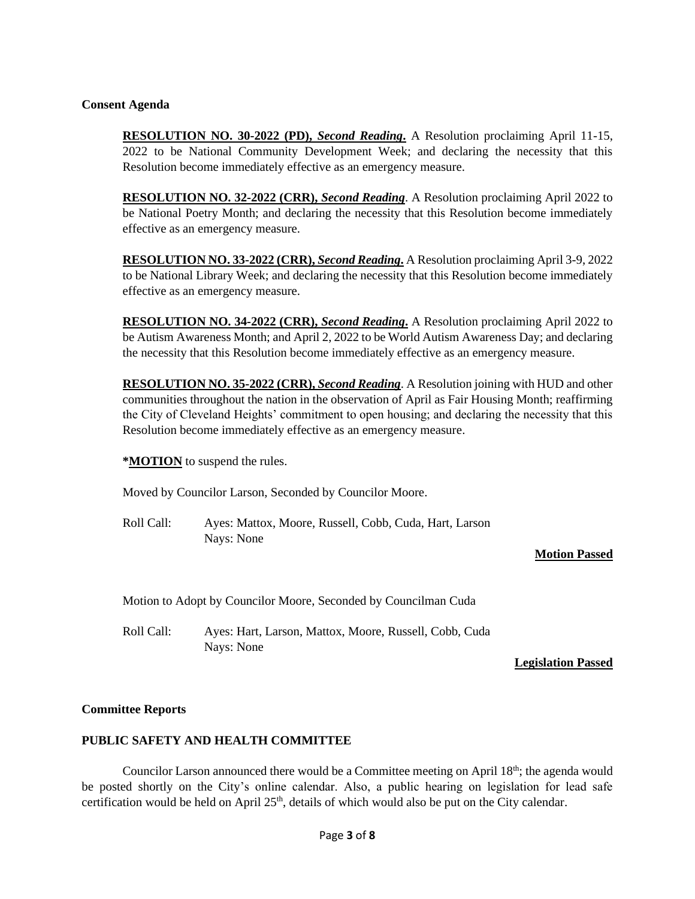**Consent Agenda**

**RESOLUTION NO. 30-2022 (PD),** ***Second Reading*****.** A Resolution proclaiming April 11-15, 2022 to be National Community Development Week; and declaring the necessity that this Resolution become immediately effective as an emergency measure.

**RESOLUTION NO. 32-2022 (CRR),** ***Second Reading***. A Resolution proclaiming April 2022 to be National Poetry Month; and declaring the necessity that this Resolution become immediately effective as an emergency measure.

**RESOLUTION NO. 33-2022 (CRR),** ***Second Reading*****.** A Resolution proclaiming April 3-9, 2022 to be National Library Week; and declaring the necessity that this Resolution become immediately effective as an emergency measure.

**RESOLUTION NO. 34-2022 (CRR),** ***Second Reading*****.** A Resolution proclaiming April 2022 to be Autism Awareness Month; and April 2, 2022 to be World Autism Awareness Day; and declaring the necessity that this Resolution become immediately effective as an emergency measure.

**RESOLUTION NO. 35-2022 (CRR),** ***Second Reading***. A Resolution joining with HUD and other communities throughout the nation in the observation of April as Fair Housing Month; reaffirming the City of Cleveland Heights' commitment to open housing; and declaring the necessity that this Resolution become immediately effective as an emergency measure.

***MOTION** to suspend the rules.

Moved by Councilor Larson, Seconded by Councilor Moore.

Roll Call: Ayes: Mattox, Moore, Russell, Cobb, Cuda, Hart, Larson
Nays: None

**Motion Passed**

Motion to Adopt by Councilor Moore, Seconded by Councilman Cuda

Roll Call: Ayes: Hart, Larson, Mattox, Moore, Russell, Cobb, Cuda
Nays: None

**Legislation Passed**

**Committee Reports**

**PUBLIC SAFETY AND HEALTH COMMITTEE**

Councilor Larson announced there would be a Committee meeting on April 18th; the agenda would be posted shortly on the City's online calendar. Also, a public hearing on legislation for lead safe certification would be held on April 25th, details of which would also be put on the City calendar.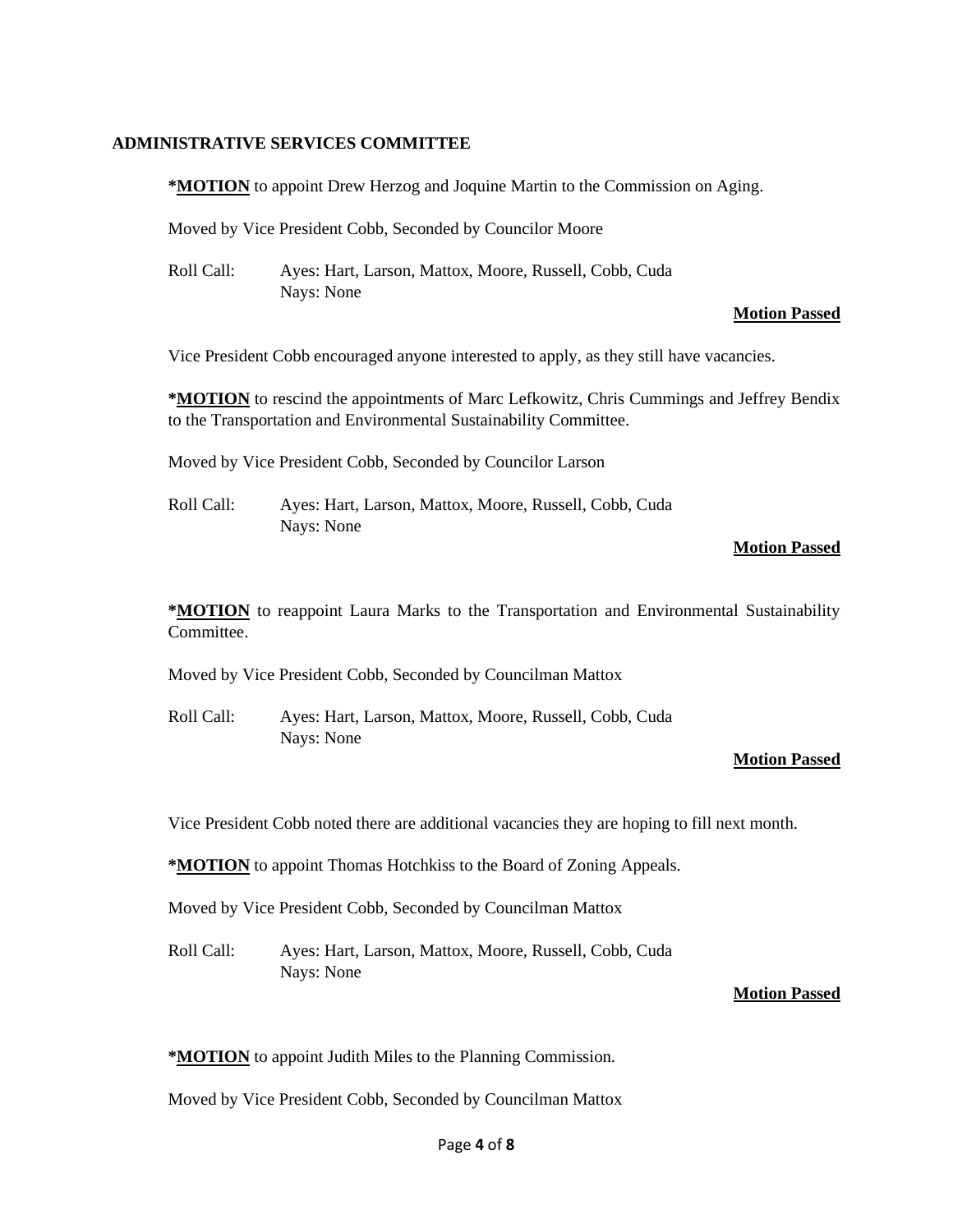## ADMINISTRATIVE SERVICES COMMITTEE

***MOTION** to appoint Drew Herzog and Joquine Martin to the Commission on Aging.

Moved by Vice President Cobb, Seconded by Councilor Moore

Roll Call: Ayes: Hart, Larson, Mattox, Moore, Russell, Cobb, Cuda
Nays: None

**Motion Passed**

Vice President Cobb encouraged anyone interested to apply, as they still have vacancies.

***MOTION** to rescind the appointments of Marc Lefkowitz, Chris Cummings and Jeffrey Bendix to the Transportation and Environmental Sustainability Committee.

Moved by Vice President Cobb, Seconded by Councilor Larson

Roll Call: Ayes: Hart, Larson, Mattox, Moore, Russell, Cobb, Cuda
Nays: None

**Motion Passed**

***MOTION** to reappoint Laura Marks to the Transportation and Environmental Sustainability Committee.

Moved by Vice President Cobb, Seconded by Councilman Mattox

Roll Call: Ayes: Hart, Larson, Mattox, Moore, Russell, Cobb, Cuda
Nays: None

**Motion Passed**

Vice President Cobb noted there are additional vacancies they are hoping to fill next month.

***MOTION** to appoint Thomas Hotchkiss to the Board of Zoning Appeals.

Moved by Vice President Cobb, Seconded by Councilman Mattox

Roll Call: Ayes: Hart, Larson, Mattox, Moore, Russell, Cobb, Cuda
Nays: None

**Motion Passed**

***MOTION** to appoint Judith Miles to the Planning Commission.

Moved by Vice President Cobb, Seconded by Councilman Mattox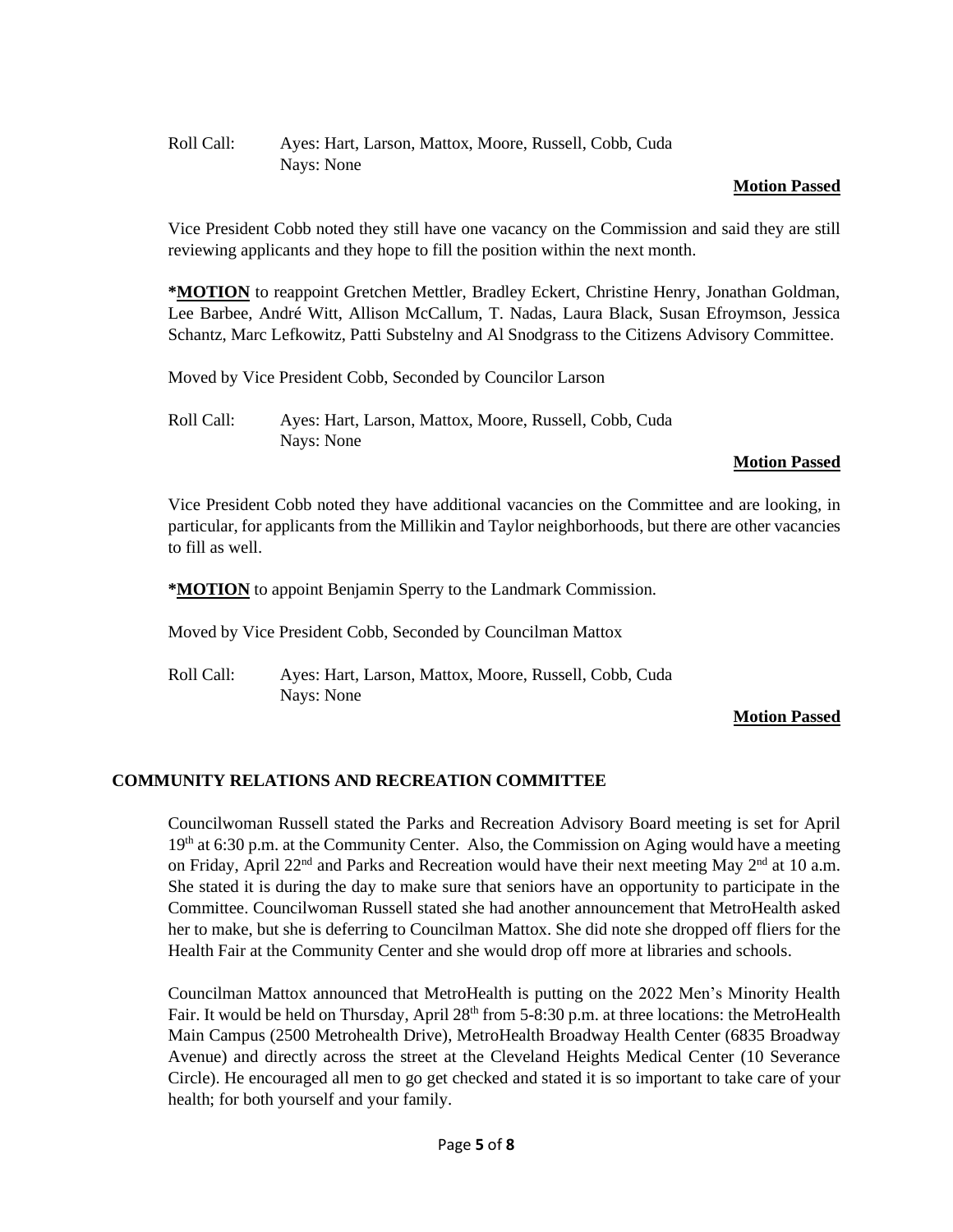Roll Call: Ayes: Hart, Larson, Mattox, Moore, Russell, Cobb, Cuda
Nays: None

**Motion Passed**

Vice President Cobb noted they still have one vacancy on the Commission and said they are still reviewing applicants and they hope to fill the position within the next month.

***MOTION** to reappoint Gretchen Mettler, Bradley Eckert, Christine Henry, Jonathan Goldman, Lee Barbee, André Witt, Allison McCallum, T. Nadas, Laura Black, Susan Efroymson, Jessica Schantz, Marc Lefkowitz, Patti Substelny and Al Snodgrass to the Citizens Advisory Committee.

Moved by Vice President Cobb, Seconded by Councilor Larson

Roll Call: Ayes: Hart, Larson, Mattox, Moore, Russell, Cobb, Cuda
Nays: None

**Motion Passed**

Vice President Cobb noted they have additional vacancies on the Committee and are looking, in particular, for applicants from the Millikin and Taylor neighborhoods, but there are other vacancies to fill as well.

***MOTION** to appoint Benjamin Sperry to the Landmark Commission.

Moved by Vice President Cobb, Seconded by Councilman Mattox

Roll Call: Ayes: Hart, Larson, Mattox, Moore, Russell, Cobb, Cuda
Nays: None

**Motion Passed**

## COMMUNITY RELATIONS AND RECREATION COMMITTEE

Councilwoman Russell stated the Parks and Recreation Advisory Board meeting is set for April 19th at 6:30 p.m. at the Community Center. Also, the Commission on Aging would have a meeting on Friday, April 22nd and Parks and Recreation would have their next meeting May 2nd at 10 a.m. She stated it is during the day to make sure that seniors have an opportunity to participate in the Committee. Councilwoman Russell stated she had another announcement that MetroHealth asked her to make, but she is deferring to Councilman Mattox. She did note she dropped off fliers for the Health Fair at the Community Center and she would drop off more at libraries and schools.

Councilman Mattox announced that MetroHealth is putting on the 2022 Men's Minority Health Fair. It would be held on Thursday, April 28th from 5-8:30 p.m. at three locations: the MetroHealth Main Campus (2500 Metrohealth Drive), MetroHealth Broadway Health Center (6835 Broadway Avenue) and directly across the street at the Cleveland Heights Medical Center (10 Severance Circle). He encouraged all men to go get checked and stated it is so important to take care of your health; for both yourself and your family.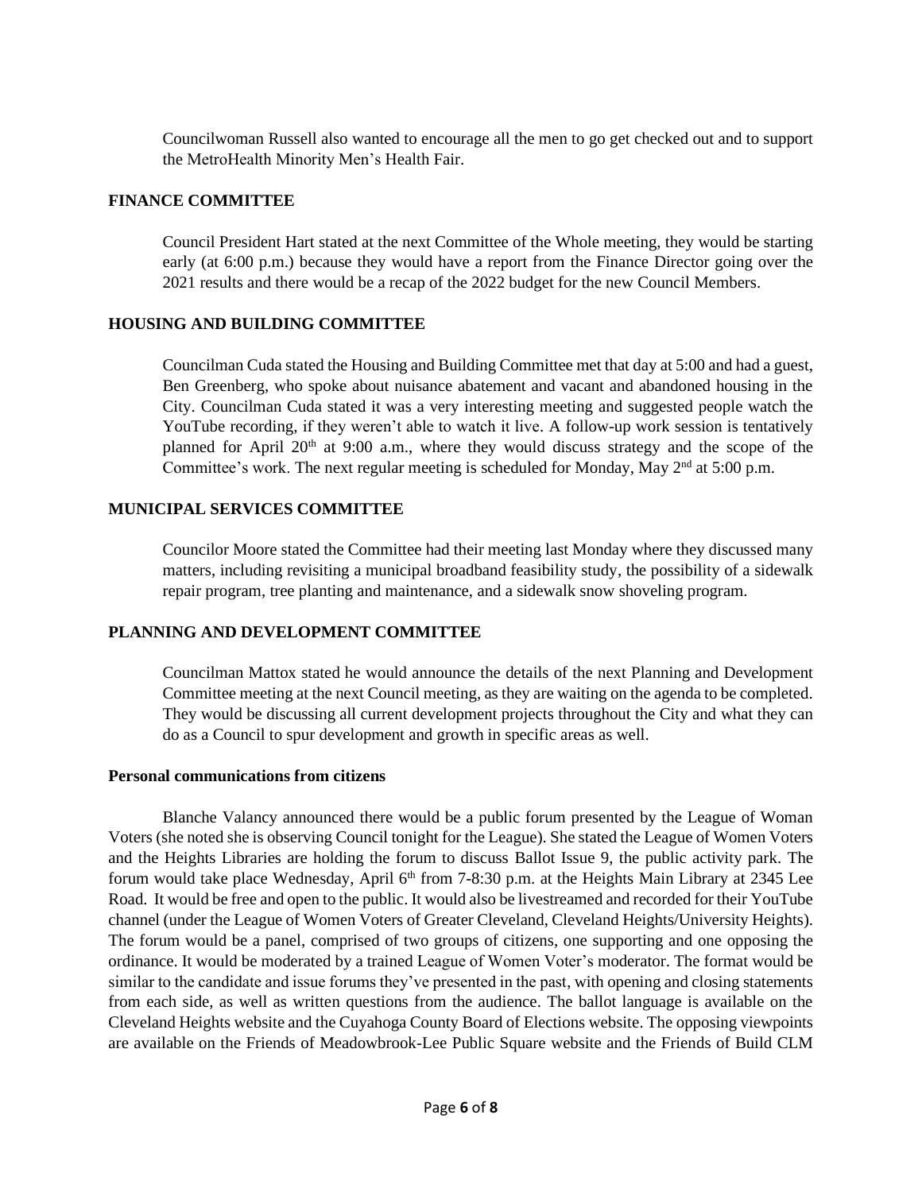Councilwoman Russell also wanted to encourage all the men to go get checked out and to support the MetroHealth Minority Men's Health Fair.

**FINANCE COMMITTEE**

Council President Hart stated at the next Committee of the Whole meeting, they would be starting early (at 6:00 p.m.) because they would have a report from the Finance Director going over the 2021 results and there would be a recap of the 2022 budget for the new Council Members.

**HOUSING AND BUILDING COMMITTEE**

Councilman Cuda stated the Housing and Building Committee met that day at 5:00 and had a guest, Ben Greenberg, who spoke about nuisance abatement and vacant and abandoned housing in the City. Councilman Cuda stated it was a very interesting meeting and suggested people watch the YouTube recording, if they weren't able to watch it live. A follow-up work session is tentatively planned for April 20th at 9:00 a.m., where they would discuss strategy and the scope of the Committee's work. The next regular meeting is scheduled for Monday, May 2nd at 5:00 p.m.

**MUNICIPAL SERVICES COMMITTEE**

Councilor Moore stated the Committee had their meeting last Monday where they discussed many matters, including revisiting a municipal broadband feasibility study, the possibility of a sidewalk repair program, tree planting and maintenance, and a sidewalk snow shoveling program.

**PLANNING AND DEVELOPMENT COMMITTEE**

Councilman Mattox stated he would announce the details of the next Planning and Development Committee meeting at the next Council meeting, as they are waiting on the agenda to be completed. They would be discussing all current development projects throughout the City and what they can do as a Council to spur development and growth in specific areas as well.

**Personal communications from citizens**

Blanche Valancy announced there would be a public forum presented by the League of Woman Voters (she noted she is observing Council tonight for the League). She stated the League of Women Voters and the Heights Libraries are holding the forum to discuss Ballot Issue 9, the public activity park. The forum would take place Wednesday, April 6th from 7-8:30 p.m. at the Heights Main Library at 2345 Lee Road. It would be free and open to the public. It would also be livestreamed and recorded for their YouTube channel (under the League of Women Voters of Greater Cleveland, Cleveland Heights/University Heights). The forum would be a panel, comprised of two groups of citizens, one supporting and one opposing the ordinance. It would be moderated by a trained League of Women Voter's moderator. The format would be similar to the candidate and issue forums they've presented in the past, with opening and closing statements from each side, as well as written questions from the audience. The ballot language is available on the Cleveland Heights website and the Cuyahoga County Board of Elections website. The opposing viewpoints are available on the Friends of Meadowbrook-Lee Public Square website and the Friends of Build CLM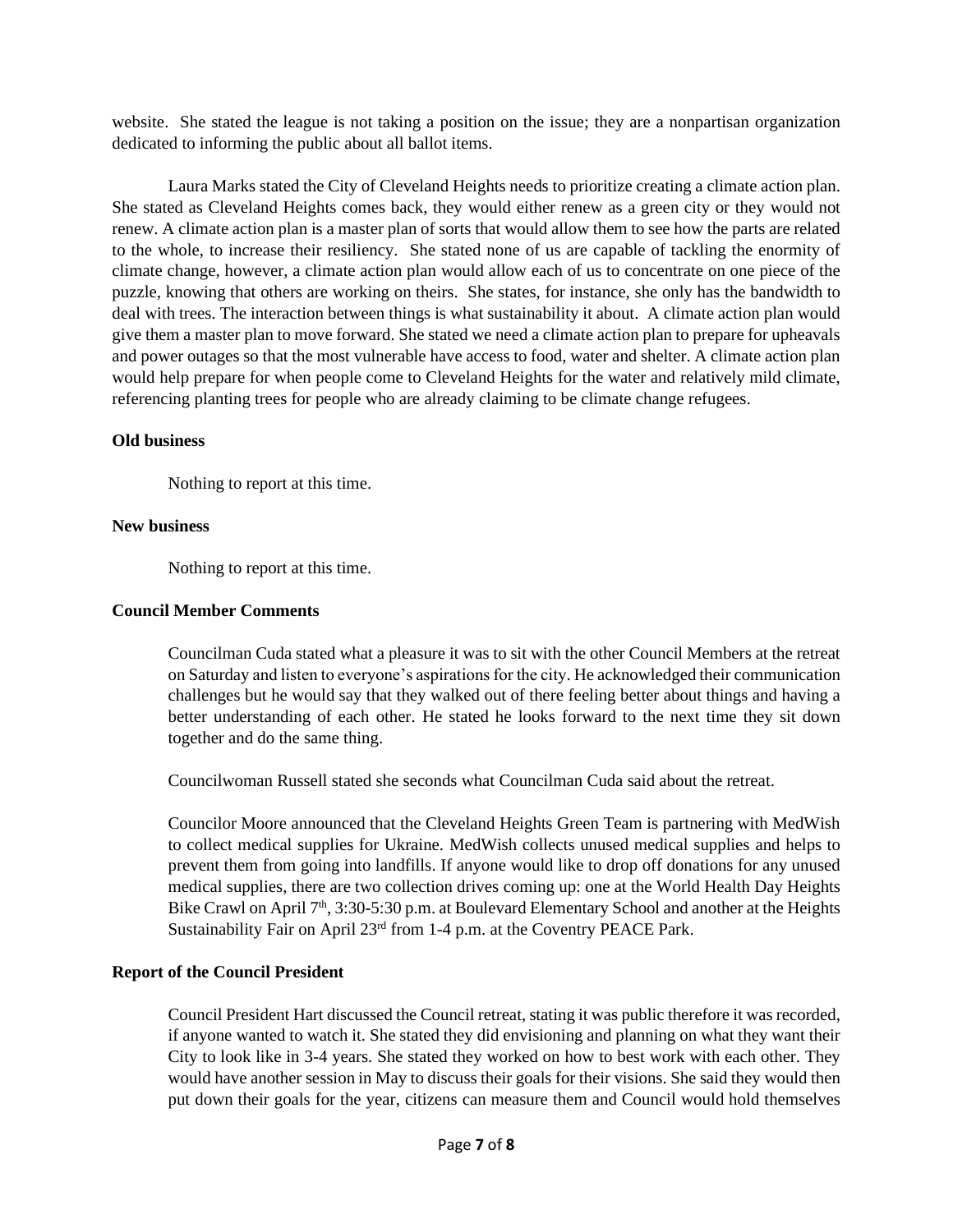website. She stated the league is not taking a position on the issue; they are a nonpartisan organization dedicated to informing the public about all ballot items.

Laura Marks stated the City of Cleveland Heights needs to prioritize creating a climate action plan. She stated as Cleveland Heights comes back, they would either renew as a green city or they would not renew. A climate action plan is a master plan of sorts that would allow them to see how the parts are related to the whole, to increase their resiliency. She stated none of us are capable of tackling the enormity of climate change, however, a climate action plan would allow each of us to concentrate on one piece of the puzzle, knowing that others are working on theirs. She states, for instance, she only has the bandwidth to deal with trees. The interaction between things is what sustainability it about. A climate action plan would give them a master plan to move forward. She stated we need a climate action plan to prepare for upheavals and power outages so that the most vulnerable have access to food, water and shelter. A climate action plan would help prepare for when people come to Cleveland Heights for the water and relatively mild climate, referencing planting trees for people who are already claiming to be climate change refugees.

**Old business**

Nothing to report at this time.

**New business**

Nothing to report at this time.

**Council Member Comments**

Councilman Cuda stated what a pleasure it was to sit with the other Council Members at the retreat on Saturday and listen to everyone's aspirations for the city. He acknowledged their communication challenges but he would say that they walked out of there feeling better about things and having a better understanding of each other. He stated he looks forward to the next time they sit down together and do the same thing.

Councilwoman Russell stated she seconds what Councilman Cuda said about the retreat.

Councilor Moore announced that the Cleveland Heights Green Team is partnering with MedWish to collect medical supplies for Ukraine. MedWish collects unused medical supplies and helps to prevent them from going into landfills. If anyone would like to drop off donations for any unused medical supplies, there are two collection drives coming up: one at the World Health Day Heights Bike Crawl on April 7th, 3:30-5:30 p.m. at Boulevard Elementary School and another at the Heights Sustainability Fair on April 23rd from 1-4 p.m. at the Coventry PEACE Park.

**Report of the Council President**

Council President Hart discussed the Council retreat, stating it was public therefore it was recorded, if anyone wanted to watch it. She stated they did envisioning and planning on what they want their City to look like in 3-4 years. She stated they worked on how to best work with each other. They would have another session in May to discuss their goals for their visions. She said they would then put down their goals for the year, citizens can measure them and Council would hold themselves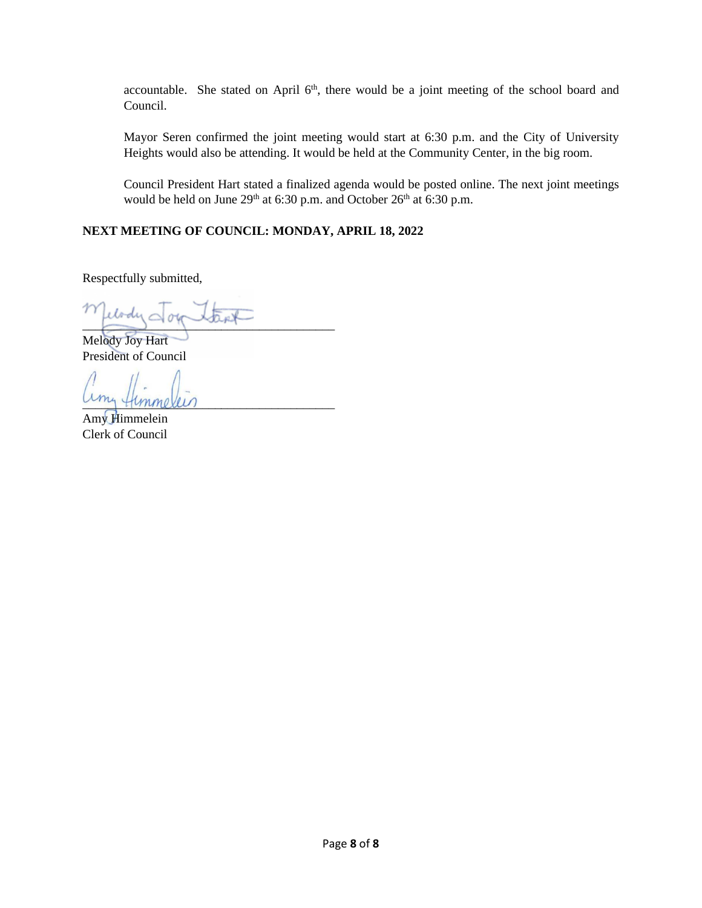accountable. She stated on April 6th, there would be a joint meeting of the school board and Council.

Mayor Seren confirmed the joint meeting would start at 6:30 p.m. and the City of University Heights would also be attending. It would be held at the Community Center, in the big room.

Council President Hart stated a finalized agenda would be posted online. The next joint meetings would be held on June 29th at 6:30 p.m. and October 26th at 6:30 p.m.

**NEXT MEETING OF COUNCIL: MONDAY, APRIL 18, 2022**

Respectfully submitted,

\_\_\_\_\_\_\_\_\_\_\_\_\_\_\_\_\_\_\_\_\_\_\_\_\_\_\_\_\_\_\_\_\_\_\_\_\_\_\_\_
Melody Joy Hart
President of Council

\_\_\_\_\_\_\_\_\_\_\_\_\_\_\_\_\_\_\_\_\_\_\_\_\_\_\_\_\_\_\_\_\_\_\_\_\_\_\_\_
Amy Himmelein
Clerk of Council